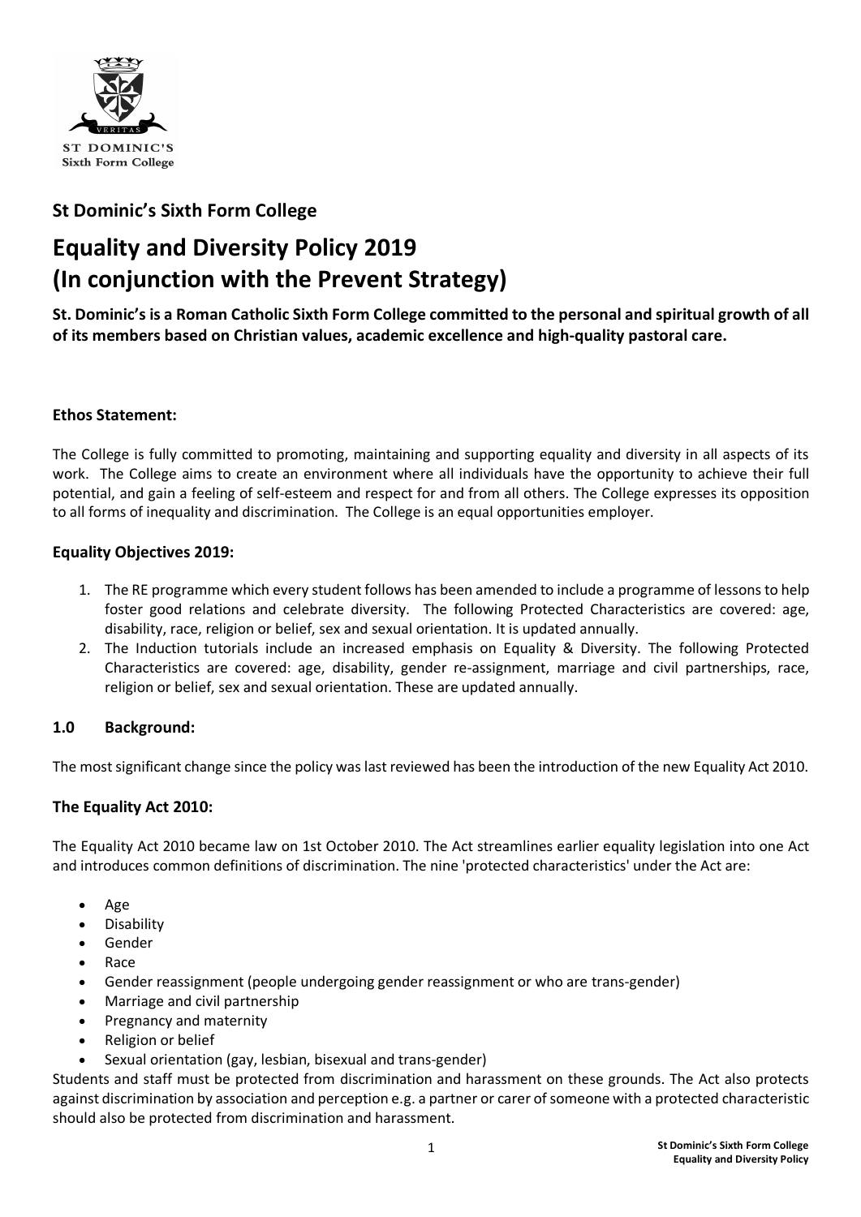ST DOMINIC'S
Sixth Form College

## St Dominic's Sixth Form College

# Equality and Diversity Policy 2019 (In conjunction with the Prevent Strategy)

**St. Dominic's is a Roman Catholic Sixth Form College committed to the personal and spiritual growth of all of its members based on Christian values, academic excellence and high-quality pastoral care.**

### Ethos Statement:

The College is fully committed to promoting, maintaining and supporting equality and diversity in all aspects of its work. The College aims to create an environment where all individuals have the opportunity to achieve their full potential, and gain a feeling of self-esteem and respect for and from all others. The College expresses its opposition to all forms of inequality and discrimination. The College is an equal opportunities employer.

### Equality Objectives 2019:

1. The RE programme which every student follows has been amended to include a programme of lessons to help foster good relations and celebrate diversity. The following Protected Characteristics are covered: age, disability, race, religion or belief, sex and sexual orientation. It is updated annually.
2. The Induction tutorials include an increased emphasis on Equality & Diversity. The following Protected Characteristics are covered: age, disability, gender re-assignment, marriage and civil partnerships, race, religion or belief, sex and sexual orientation. These are updated annually.

### 1.0 Background:

The most significant change since the policy was last reviewed has been the introduction of the new Equality Act 2010.

### The Equality Act 2010:

The Equality Act 2010 became law on 1st October 2010. The Act streamlines earlier equality legislation into one Act and introduces common definitions of discrimination. The nine 'protected characteristics' under the Act are:

- Age
- Disability
- Gender
- Race
- Gender reassignment (people undergoing gender reassignment or who are trans-gender)
- Marriage and civil partnership
- Pregnancy and maternity
- Religion or belief
- Sexual orientation (gay, lesbian, bisexual and trans-gender)

Students and staff must be protected from discrimination and harassment on these grounds. The Act also protects against discrimination by association and perception e.g. a partner or carer of someone with a protected characteristic should also be protected from discrimination and harassment.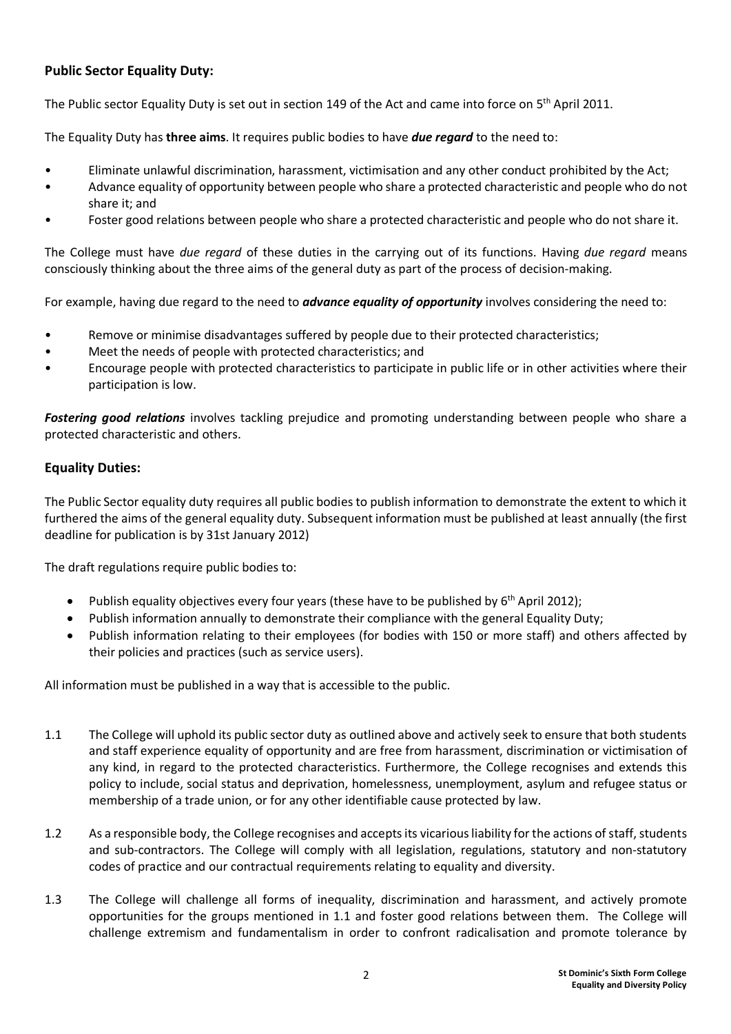## Public Sector Equality Duty:

The Public sector Equality Duty is set out in section 149 of the Act and came into force on 5th April 2011.

The Equality Duty has **three aims**. It requires public bodies to have ***due regard*** to the need to:

- Eliminate unlawful discrimination, harassment, victimisation and any other conduct prohibited by the Act;
- Advance equality of opportunity between people who share a protected characteristic and people who do not share it; and
- Foster good relations between people who share a protected characteristic and people who do not share it.

The College must have *due regard* of these duties in the carrying out of its functions. Having *due regard* means consciously thinking about the three aims of the general duty as part of the process of decision-making.

For example, having due regard to the need to ***advance equality of opportunity*** involves considering the need to:

- Remove or minimise disadvantages suffered by people due to their protected characteristics;
- Meet the needs of people with protected characteristics; and
- Encourage people with protected characteristics to participate in public life or in other activities where their participation is low.

***Fostering good relations*** involves tackling prejudice and promoting understanding between people who share a protected characteristic and others.

## Equality Duties:

The Public Sector equality duty requires all public bodies to publish information to demonstrate the extent to which it furthered the aims of the general equality duty. Subsequent information must be published at least annually (the first deadline for publication is by 31st January 2012)

The draft regulations require public bodies to:

- Publish equality objectives every four years (these have to be published by 6th April 2012);
- Publish information annually to demonstrate their compliance with the general Equality Duty;
- Publish information relating to their employees (for bodies with 150 or more staff) and others affected by their policies and practices (such as service users).

All information must be published in a way that is accessible to the public.

1.1 The College will uphold its public sector duty as outlined above and actively seek to ensure that both students and staff experience equality of opportunity and are free from harassment, discrimination or victimisation of any kind, in regard to the protected characteristics. Furthermore, the College recognises and extends this policy to include, social status and deprivation, homelessness, unemployment, asylum and refugee status or membership of a trade union, or for any other identifiable cause protected by law.

1.2 As a responsible body, the College recognises and accepts its vicarious liability for the actions of staff, students and sub-contractors. The College will comply with all legislation, regulations, statutory and non-statutory codes of practice and our contractual requirements relating to equality and diversity.

1.3 The College will challenge all forms of inequality, discrimination and harassment, and actively promote opportunities for the groups mentioned in 1.1 and foster good relations between them. The College will challenge extremism and fundamentalism in order to confront radicalisation and promote tolerance by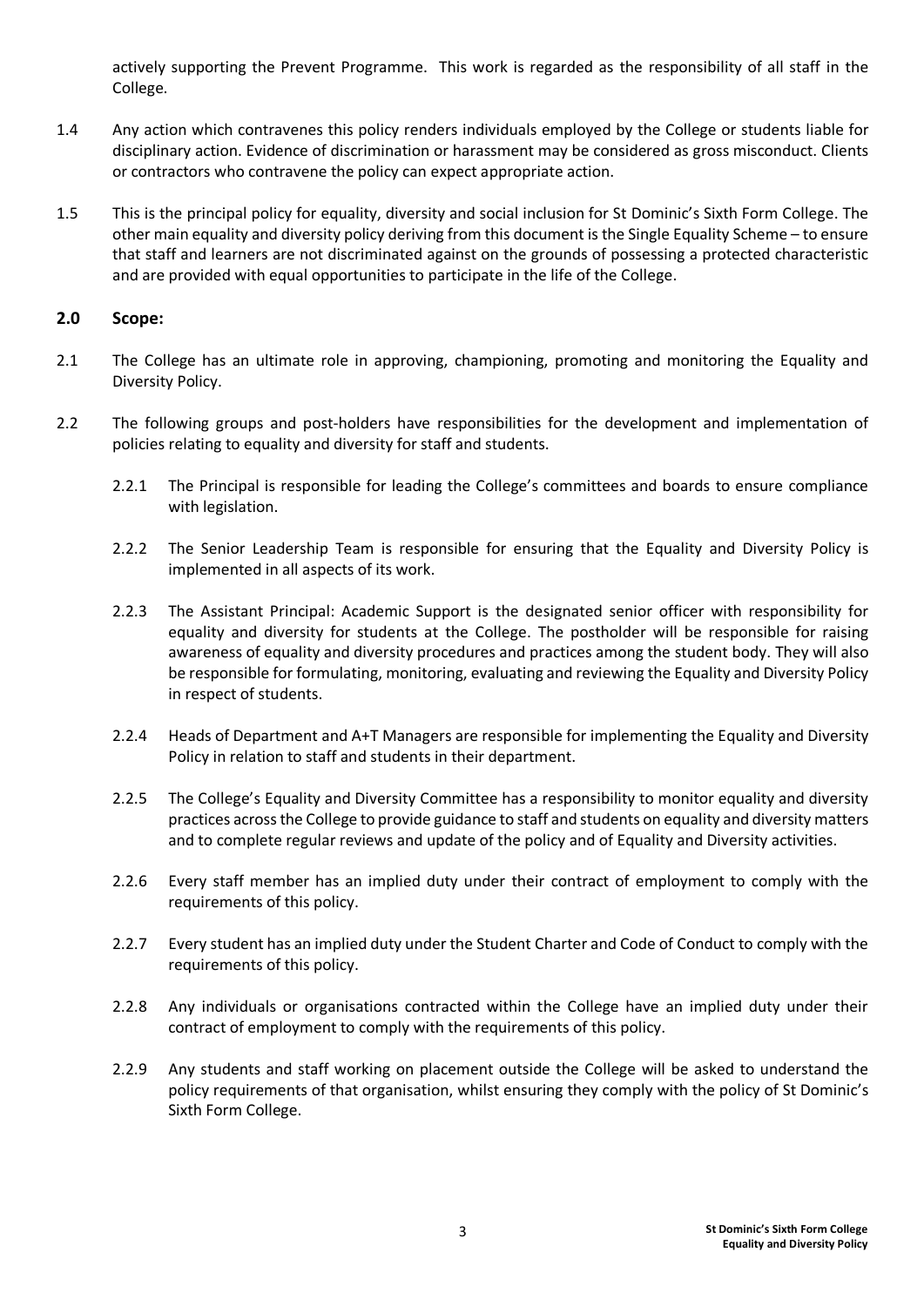actively supporting the Prevent Programme. This work is regarded as the responsibility of all staff in the College.

1.4 Any action which contravenes this policy renders individuals employed by the College or students liable for disciplinary action. Evidence of discrimination or harassment may be considered as gross misconduct. Clients or contractors who contravene the policy can expect appropriate action.

1.5 This is the principal policy for equality, diversity and social inclusion for St Dominic's Sixth Form College. The other main equality and diversity policy deriving from this document is the Single Equality Scheme – to ensure that staff and learners are not discriminated against on the grounds of possessing a protected characteristic and are provided with equal opportunities to participate in the life of the College.

## 2.0 Scope:

2.1 The College has an ultimate role in approving, championing, promoting and monitoring the Equality and Diversity Policy.

2.2 The following groups and post-holders have responsibilities for the development and implementation of policies relating to equality and diversity for staff and students.

2.2.1 The Principal is responsible for leading the College's committees and boards to ensure compliance with legislation.

2.2.2 The Senior Leadership Team is responsible for ensuring that the Equality and Diversity Policy is implemented in all aspects of its work.

2.2.3 The Assistant Principal: Academic Support is the designated senior officer with responsibility for equality and diversity for students at the College. The postholder will be responsible for raising awareness of equality and diversity procedures and practices among the student body. They will also be responsible for formulating, monitoring, evaluating and reviewing the Equality and Diversity Policy in respect of students.

2.2.4 Heads of Department and A+T Managers are responsible for implementing the Equality and Diversity Policy in relation to staff and students in their department.

2.2.5 The College's Equality and Diversity Committee has a responsibility to monitor equality and diversity practices across the College to provide guidance to staff and students on equality and diversity matters and to complete regular reviews and update of the policy and of Equality and Diversity activities.

2.2.6 Every staff member has an implied duty under their contract of employment to comply with the requirements of this policy.

2.2.7 Every student has an implied duty under the Student Charter and Code of Conduct to comply with the requirements of this policy.

2.2.8 Any individuals or organisations contracted within the College have an implied duty under their contract of employment to comply with the requirements of this policy.

2.2.9 Any students and staff working on placement outside the College will be asked to understand the policy requirements of that organisation, whilst ensuring they comply with the policy of St Dominic's Sixth Form College.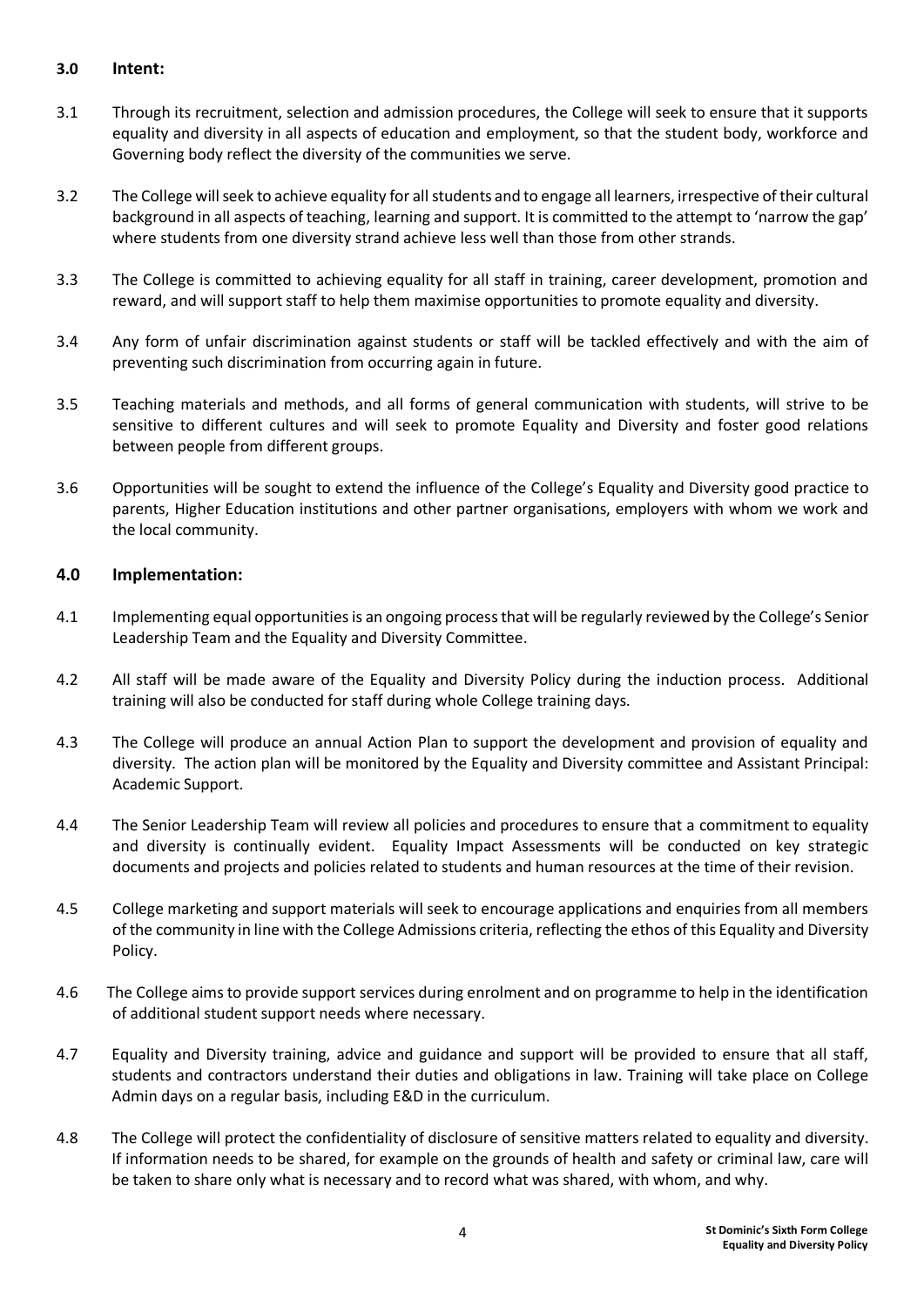## 3.0 Intent:

3.1 Through its recruitment, selection and admission procedures, the College will seek to ensure that it supports equality and diversity in all aspects of education and employment, so that the student body, workforce and Governing body reflect the diversity of the communities we serve.

3.2 The College will seek to achieve equality for all students and to engage all learners, irrespective of their cultural background in all aspects of teaching, learning and support. It is committed to the attempt to 'narrow the gap' where students from one diversity strand achieve less well than those from other strands.

3.3 The College is committed to achieving equality for all staff in training, career development, promotion and reward, and will support staff to help them maximise opportunities to promote equality and diversity.

3.4 Any form of unfair discrimination against students or staff will be tackled effectively and with the aim of preventing such discrimination from occurring again in future.

3.5 Teaching materials and methods, and all forms of general communication with students, will strive to be sensitive to different cultures and will seek to promote Equality and Diversity and foster good relations between people from different groups.

3.6 Opportunities will be sought to extend the influence of the College's Equality and Diversity good practice to parents, Higher Education institutions and other partner organisations, employers with whom we work and the local community.

## 4.0 Implementation:

4.1 Implementing equal opportunities is an ongoing process that will be regularly reviewed by the College's Senior Leadership Team and the Equality and Diversity Committee.

4.2 All staff will be made aware of the Equality and Diversity Policy during the induction process. Additional training will also be conducted for staff during whole College training days.

4.3 The College will produce an annual Action Plan to support the development and provision of equality and diversity. The action plan will be monitored by the Equality and Diversity committee and Assistant Principal: Academic Support.

4.4 The Senior Leadership Team will review all policies and procedures to ensure that a commitment to equality and diversity is continually evident. Equality Impact Assessments will be conducted on key strategic documents and projects and policies related to students and human resources at the time of their revision.

4.5 College marketing and support materials will seek to encourage applications and enquiries from all members of the community in line with the College Admissions criteria, reflecting the ethos of this Equality and Diversity Policy.

4.6 The College aims to provide support services during enrolment and on programme to help in the identification of additional student support needs where necessary.

4.7 Equality and Diversity training, advice and guidance and support will be provided to ensure that all staff, students and contractors understand their duties and obligations in law. Training will take place on College Admin days on a regular basis, including E&D in the curriculum.

4.8 The College will protect the confidentiality of disclosure of sensitive matters related to equality and diversity. If information needs to be shared, for example on the grounds of health and safety or criminal law, care will be taken to share only what is necessary and to record what was shared, with whom, and why.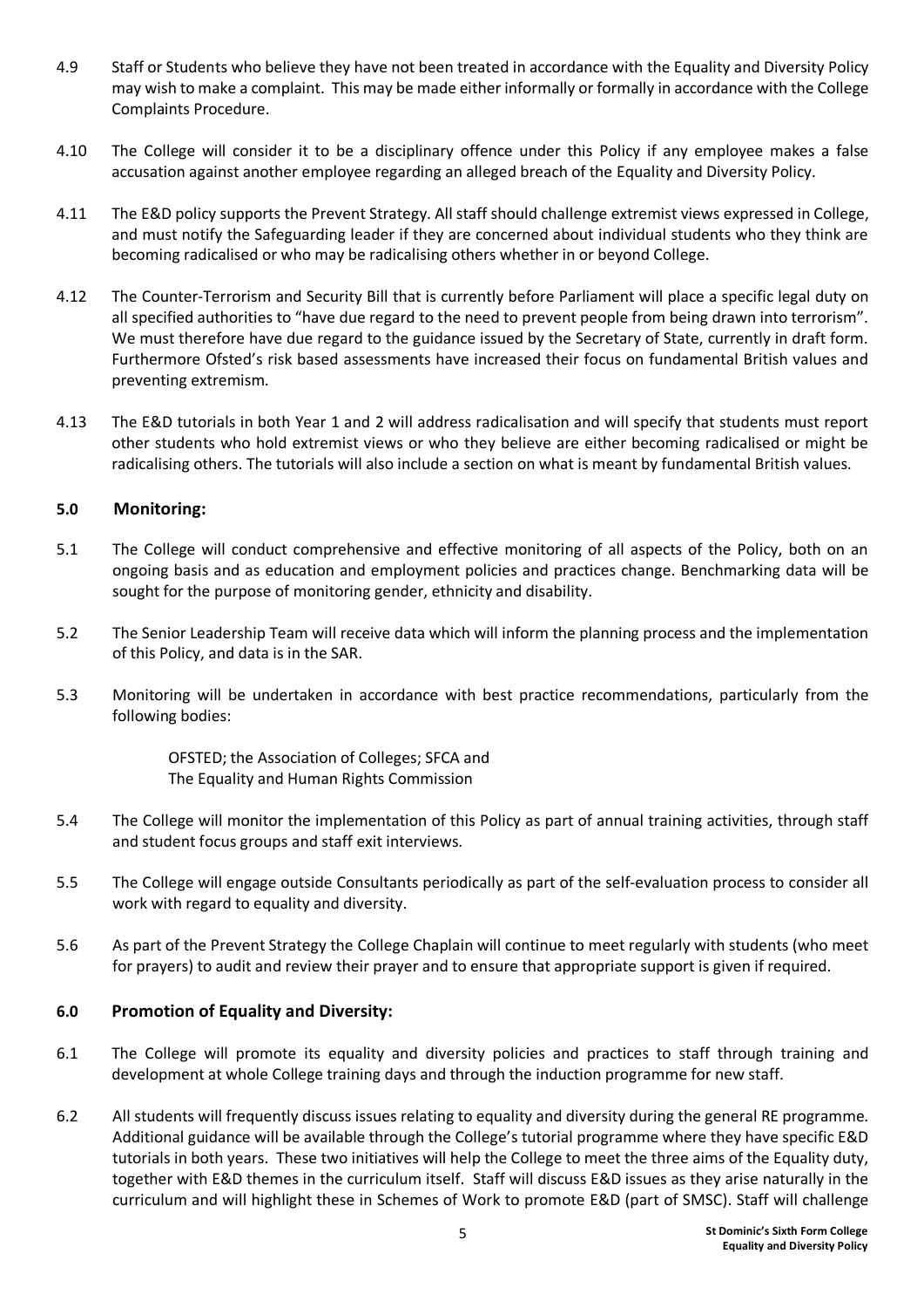4.9 Staff or Students who believe they have not been treated in accordance with the Equality and Diversity Policy may wish to make a complaint. This may be made either informally or formally in accordance with the College Complaints Procedure.

4.10 The College will consider it to be a disciplinary offence under this Policy if any employee makes a false accusation against another employee regarding an alleged breach of the Equality and Diversity Policy.

4.11 The E&D policy supports the Prevent Strategy. All staff should challenge extremist views expressed in College, and must notify the Safeguarding leader if they are concerned about individual students who they think are becoming radicalised or who may be radicalising others whether in or beyond College.

4.12 The Counter-Terrorism and Security Bill that is currently before Parliament will place a specific legal duty on all specified authorities to "have due regard to the need to prevent people from being drawn into terrorism". We must therefore have due regard to the guidance issued by the Secretary of State, currently in draft form. Furthermore Ofsted's risk based assessments have increased their focus on fundamental British values and preventing extremism.

4.13 The E&D tutorials in both Year 1 and 2 will address radicalisation and will specify that students must report other students who hold extremist views or who they believe are either becoming radicalised or might be radicalising others. The tutorials will also include a section on what is meant by fundamental British values.

## 5.0 Monitoring:

5.1 The College will conduct comprehensive and effective monitoring of all aspects of the Policy, both on an ongoing basis and as education and employment policies and practices change. Benchmarking data will be sought for the purpose of monitoring gender, ethnicity and disability.

5.2 The Senior Leadership Team will receive data which will inform the planning process and the implementation of this Policy, and data is in the SAR.

5.3 Monitoring will be undertaken in accordance with best practice recommendations, particularly from the following bodies:

OFSTED; the Association of Colleges; SFCA and
The Equality and Human Rights Commission

5.4 The College will monitor the implementation of this Policy as part of annual training activities, through staff and student focus groups and staff exit interviews.

5.5 The College will engage outside Consultants periodically as part of the self-evaluation process to consider all work with regard to equality and diversity.

5.6 As part of the Prevent Strategy the College Chaplain will continue to meet regularly with students (who meet for prayers) to audit and review their prayer and to ensure that appropriate support is given if required.

## 6.0 Promotion of Equality and Diversity:

6.1 The College will promote its equality and diversity policies and practices to staff through training and development at whole College training days and through the induction programme for new staff.

6.2 All students will frequently discuss issues relating to equality and diversity during the general RE programme. Additional guidance will be available through the College's tutorial programme where they have specific E&D tutorials in both years. These two initiatives will help the College to meet the three aims of the Equality duty, together with E&D themes in the curriculum itself. Staff will discuss E&D issues as they arise naturally in the curriculum and will highlight these in Schemes of Work to promote E&D (part of SMSC). Staff will challenge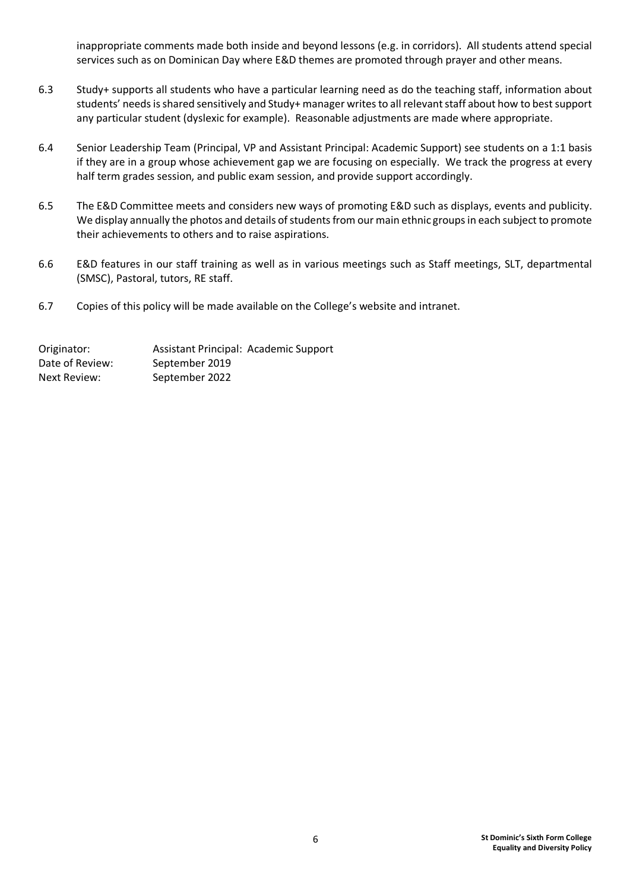inappropriate comments made both inside and beyond lessons (e.g. in corridors). All students attend special services such as on Dominican Day where E&D themes are promoted through prayer and other means.

6.3 Study+ supports all students who have a particular learning need as do the teaching staff, information about students' needs is shared sensitively and Study+ manager writes to all relevant staff about how to best support any particular student (dyslexic for example). Reasonable adjustments are made where appropriate.

6.4 Senior Leadership Team (Principal, VP and Assistant Principal: Academic Support) see students on a 1:1 basis if they are in a group whose achievement gap we are focusing on especially. We track the progress at every half term grades session, and public exam session, and provide support accordingly.

6.5 The E&D Committee meets and considers new ways of promoting E&D such as displays, events and publicity. We display annually the photos and details of students from our main ethnic groups in each subject to promote their achievements to others and to raise aspirations.

6.6 E&D features in our staff training as well as in various meetings such as Staff meetings, SLT, departmental (SMSC), Pastoral, tutors, RE staff.

6.7 Copies of this policy will be made available on the College's website and intranet.

Originator: Assistant Principal: Academic Support
Date of Review: September 2019
Next Review: September 2022